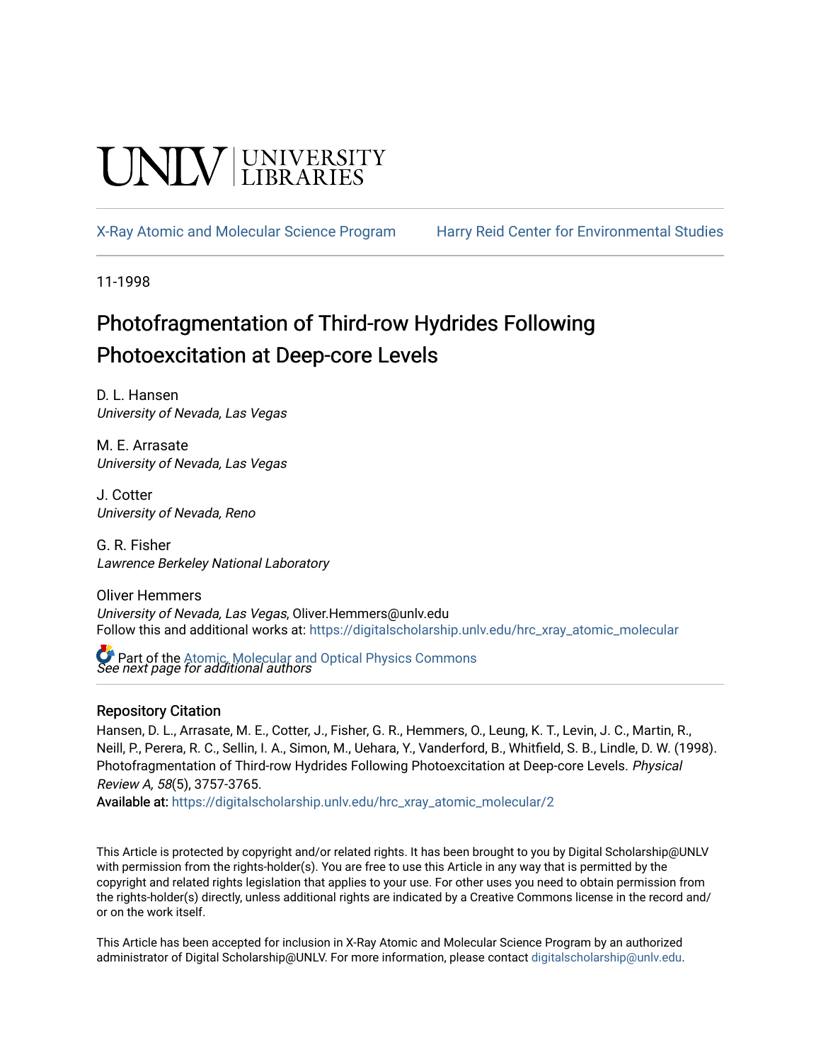UNLV | UNIVERSITY LIBRARIES

X-Ray Atomic and Molecular Science Program    Harry Reid Center for Environmental Studies

11-1998

# Photofragmentation of Third-row Hydrides Following Photoexcitation at Deep-core Levels

D. L. Hansen
*University of Nevada, Las Vegas*

M. E. Arrasate
*University of Nevada, Las Vegas*

J. Cotter
*University of Nevada, Reno*

G. R. Fisher
*Lawrence Berkeley National Laboratory*

Oliver Hemmers
*University of Nevada, Las Vegas*, Oliver.Hemmers@unlv.edu

Follow this and additional works at: https://digitalscholarship.unlv.edu/hrc_xray_atomic_molecular

Part of the Atomic, Molecular and Optical Physics Commons

*See next page for additional authors*

## Repository Citation

Hansen, D. L., Arrasate, M. E., Cotter, J., Fisher, G. R., Hemmers, O., Leung, K. T., Levin, J. C., Martin, R., Neill, P., Perera, R. C., Sellin, I. A., Simon, M., Uehara, Y., Vanderford, B., Whitfield, S. B., Lindle, D. W. (1998). Photofragmentation of Third-row Hydrides Following Photoexcitation at Deep-core Levels. *Physical Review A, 58*(5), 3757-3765.

Available at: https://digitalscholarship.unlv.edu/hrc_xray_atomic_molecular/2

This Article is protected by copyright and/or related rights. It has been brought to you by Digital Scholarship@UNLV with permission from the rights-holder(s). You are free to use this Article in any way that is permitted by the copyright and related rights legislation that applies to your use. For other uses you need to obtain permission from the rights-holder(s) directly, unless additional rights are indicated by a Creative Commons license in the record and/or on the work itself.

This Article has been accepted for inclusion in X-Ray Atomic and Molecular Science Program by an authorized administrator of Digital Scholarship@UNLV. For more information, please contact digitalscholarship@unlv.edu.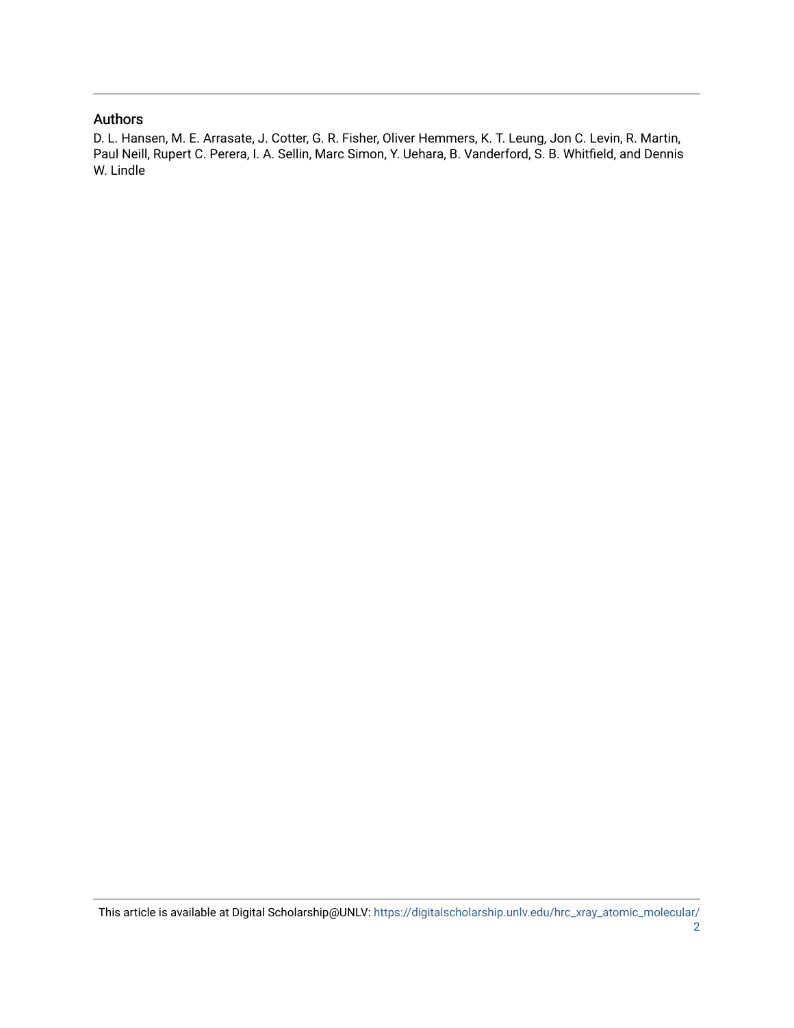## Authors

D. L. Hansen, M. E. Arrasate, J. Cotter, G. R. Fisher, Oliver Hemmers, K. T. Leung, Jon C. Levin, R. Martin, Paul Neill, Rupert C. Perera, I. A. Sellin, Marc Simon, Y. Uehara, B. Vanderford, S. B. Whitfield, and Dennis W. Lindle

This article is available at Digital Scholarship@UNLV: https://digitalscholarship.unlv.edu/hrc_xray_atomic_molecular/2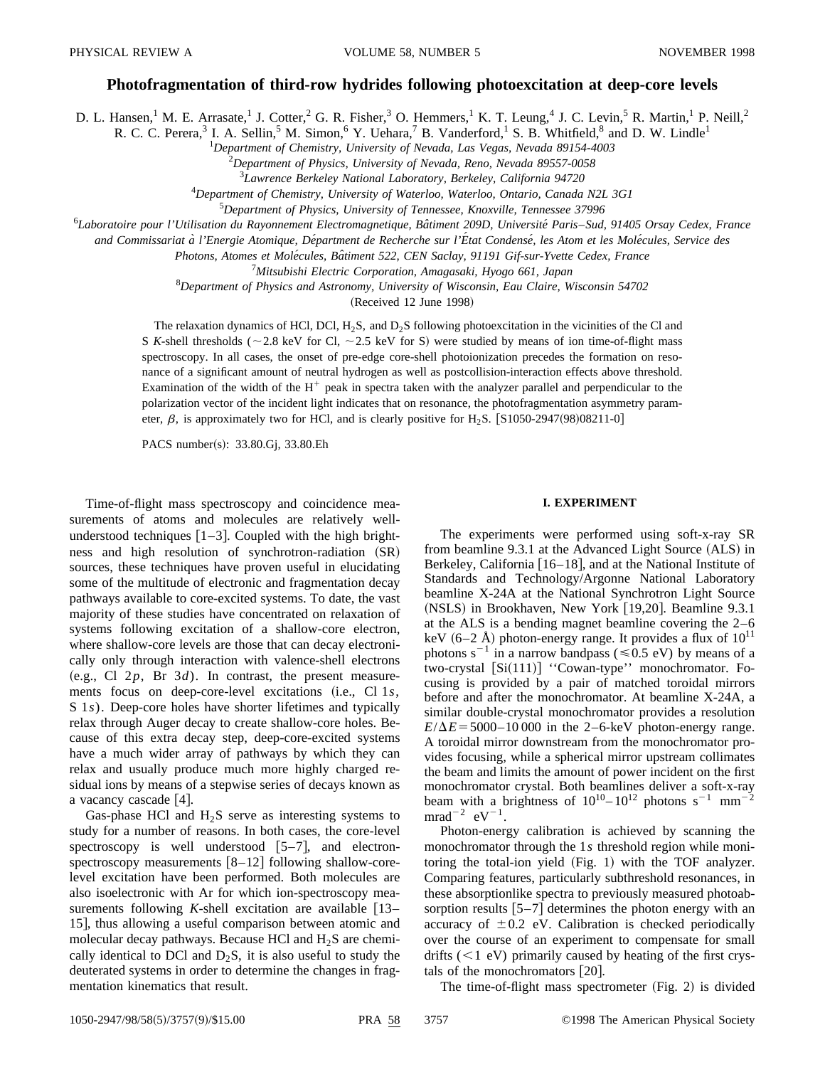# Photofragmentation of third-row hydrides following photoexcitation at deep-core levels

D. L. Hansen,[1] M. E. Arrasate,[1] J. Cotter,[2] G. R. Fisher,[3] O. Hemmers,[1] K. T. Leung,[4] J. C. Levin,[5] R. Martin,[1] P. Neill,[2] R. C. C. Perera,[3] I. A. Sellin,[5] M. Simon,[6] Y. Uehara,[7] B. Vanderford,[1] S. B. Whitfield,[8] and D. W. Lindle[1]

[1]*Department of Chemistry, University of Nevada, Las Vegas, Nevada 89154-4003*

[2]*Department of Physics, University of Nevada, Reno, Nevada 89557-0058*

[3]*Lawrence Berkeley National Laboratory, Berkeley, California 94720*

[4]*Department of Chemistry, University of Waterloo, Waterloo, Ontario, Canada N2L 3G1*

[5]*Department of Physics, University of Tennessee, Knoxville, Tennessee 37996*

[6]*Laboratoire pour l'Utilisation du Rayonnement Electromagnetique, Bâtiment 209D, Université Paris–Sud, 91405 Orsay Cedex, France and Commissariat à l'Energie Atomique, Département de Recherche sur l'État Condensé, les Atom et les Molécules, Service des Photons, Atomes et Molécules, Bâtiment 522, CEN Saclay, 91191 Gif-sur-Yvette Cedex, France*

[7]*Mitsubishi Electric Corporation, Amagasaki, Hyogo 661, Japan*

[8]*Department of Physics and Astronomy, University of Wisconsin, Eau Claire, Wisconsin 54702*

(Received 12 June 1998)

The relaxation dynamics of HCl, DCl, $H_2S$, and $D_2S$ following photoexcitation in the vicinities of the Cl and S *K*-shell thresholds (~2.8 keV for Cl, ~2.5 keV for S) were studied by means of ion time-of-flight mass spectroscopy. In all cases, the onset of pre-edge core-shell photoionization precedes the formation on resonance of a significant amount of neutral hydrogen as well as postcollision-interaction effects above threshold. Examination of the width of the $H^+$ peak in spectra taken with the analyzer parallel and perpendicular to the polarization vector of the incident light indicates that on resonance, the photofragmentation asymmetry parameter, $\beta$, is approximately two for HCl, and is clearly positive for $H_2S$. [S1050-2947(98)08211-0]

PACS number(s): 33.80.Gj, 33.80.Eh

Time-of-flight mass spectroscopy and coincidence measurements of atoms and molecules are relatively well-understood techniques [1–3]. Coupled with the high brightness and high resolution of synchrotron-radiation (SR) sources, these techniques have proven useful in elucidating some of the multitude of electronic and fragmentation decay pathways available to core-excited systems. To date, the vast majority of these studies have concentrated on relaxation of systems following excitation of a shallow-core electron, where shallow-core levels are those that can decay electronically only through interaction with valence-shell electrons (e.g., Cl 2*p*, Br 3*d*). In contrast, the present measurements focus on deep-core-level excitations (i.e., Cl 1*s*, S 1*s*). Deep-core holes have shorter lifetimes and typically relax through Auger decay to create shallow-core holes. Because of this extra decay step, deep-core-excited systems have a much wider array of pathways by which they can relax and usually produce much more highly charged residual ions by means of a stepwise series of decays known as a vacancy cascade [4].

Gas-phase HCl and $H_2S$ serve as interesting systems to study for a number of reasons. In both cases, the core-level spectroscopy is well understood [5–7], and electron-spectroscopy measurements [8–12] following shallow-core-level excitation have been performed. Both molecules are also isoelectronic with Ar for which ion-spectroscopy measurements following *K*-shell excitation are available [13–15], thus allowing a useful comparison between atomic and molecular decay pathways. Because HCl and $H_2S$ are chemically identical to DCl and $D_2S$, it is also useful to study the deuterated systems in order to determine the changes in fragmentation kinematics that result.

## I. EXPERIMENT

The experiments were performed using soft-x-ray SR from beamline 9.3.1 at the Advanced Light Source (ALS) in Berkeley, California [16–18], and at the National Institute of Standards and Technology/Argonne National Laboratory beamline X-24A at the National Synchrotron Light Source (NSLS) in Brookhaven, New York [19,20]. Beamline 9.3.1 at the ALS is a bending magnet beamline covering the 2–6 keV (6–2 Å) photon-energy range. It provides a flux of $10^{11}$ photons $s^{-1}$ in a narrow bandpass ($\leq 0.5$ eV) by means of a two-crystal [Si(111)] ''Cowan-type'' monochromator. Focusing is provided by a pair of matched toroidal mirrors before and after the monochromator. At beamline X-24A, a similar double-crystal monochromator provides a resolution $E/\Delta E = 5000$–$10\,000$ in the 2–6-keV photon-energy range. A toroidal mirror downstream from the monochromator provides focusing, while a spherical mirror upstream collimates the beam and limits the amount of power incident on the first monochromator crystal. Both beamlines deliver a soft-x-ray beam with a brightness of $10^{10}$–$10^{12}$ photons $s^{-1}$ $mm^{-2}$ $mrad^{-2}$ $eV^{-1}$.

Photon-energy calibration is achieved by scanning the monochromator through the 1*s* threshold region while monitoring the total-ion yield (Fig. 1) with the TOF analyzer. Comparing features, particularly subthreshold resonances, in these absorptionlike spectra to previously measured photoabsorption results [5–7] determines the photon energy with an accuracy of $\pm 0.2$ eV. Calibration is checked periodically over the course of an experiment to compensate for small drifts ($<1$ eV) primarily caused by heating of the first crystals of the monochromators [20].

The time-of-flight mass spectrometer (Fig. 2) is divided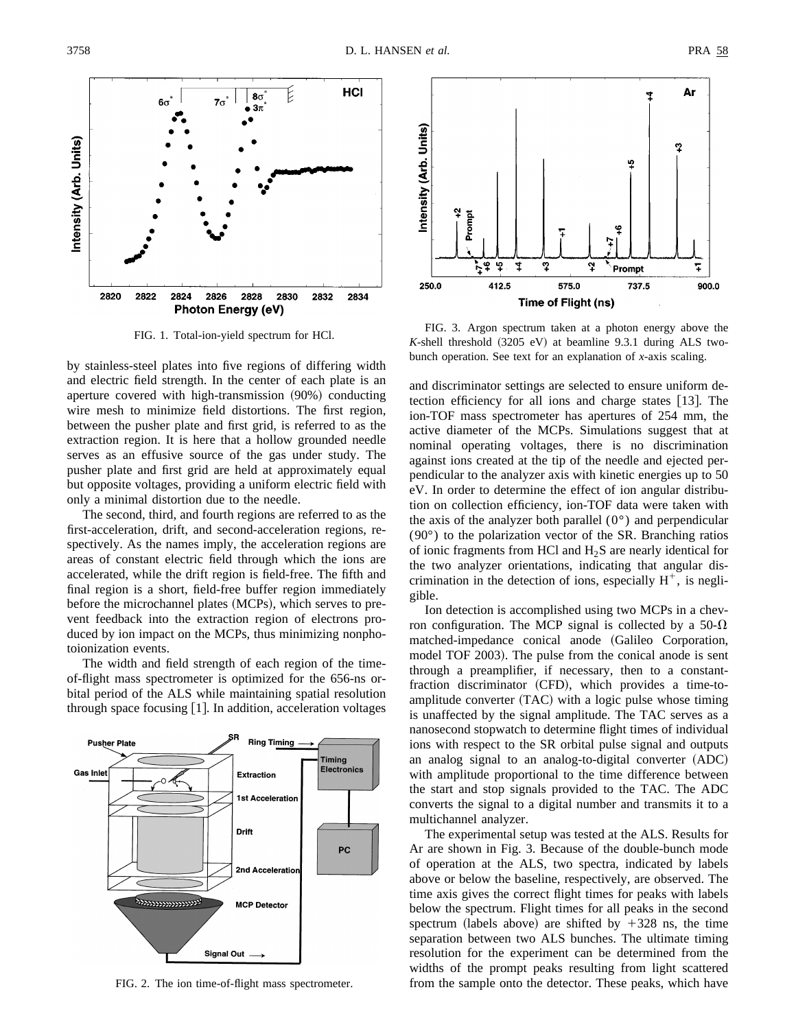FIG. 1. Total-ion-yield spectrum for HCl.

by stainless-steel plates into five regions of differing width and electric field strength. In the center of each plate is an aperture covered with high-transmission (90%) conducting wire mesh to minimize field distortions. The first region, between the pusher plate and first grid, is referred to as the extraction region. It is here that a hollow grounded needle serves as an effusive source of the gas under study. The pusher plate and first grid are held at approximately equal but opposite voltages, providing a uniform electric field with only a minimal distortion due to the needle.

The second, third, and fourth regions are referred to as the first-acceleration, drift, and second-acceleration regions, respectively. As the names imply, the acceleration regions are areas of constant electric field through which the ions are accelerated, while the drift region is field-free. The fifth and final region is a short, field-free buffer region immediately before the microchannel plates (MCPs), which serves to prevent feedback into the extraction region of electrons produced by ion impact on the MCPs, thus minimizing nonphotoionization events.

The width and field strength of each region of the time-of-flight mass spectrometer is optimized for the 656-ns orbital period of the ALS while maintaining spatial resolution through space focusing [1]. In addition, acceleration voltages

FIG. 2. The ion time-of-flight mass spectrometer.

FIG. 3. Argon spectrum taken at a photon energy above the $K$-shell threshold (3205 eV) at beamline 9.3.1 during ALS two-bunch operation. See text for an explanation of $x$-axis scaling.

and discriminator settings are selected to ensure uniform detection efficiency for all ions and charge states [13]. The ion-TOF mass spectrometer has apertures of 254 mm, the active diameter of the MCPs. Simulations suggest that at nominal operating voltages, there is no discrimination against ions created at the tip of the needle and ejected perpendicular to the analyzer axis with kinetic energies up to 50 eV. In order to determine the effect of ion angular distribution on collection efficiency, ion-TOF data were taken with the axis of the analyzer both parallel (0°) and perpendicular (90°) to the polarization vector of the SR. Branching ratios of ionic fragments from HCl and $H_2S$ are nearly identical for the two analyzer orientations, indicating that angular discrimination in the detection of ions, especially $H^+$, is negligible.

Ion detection is accomplished using two MCPs in a chevron configuration. The MCP signal is collected by a 50-$\Omega$ matched-impedance conical anode (Galileo Corporation, model TOF 2003). The pulse from the conical anode is sent through a preamplifier, if necessary, then to a constant-fraction discriminator (CFD), which provides a time-to-amplitude converter (TAC) with a logic pulse whose timing is unaffected by the signal amplitude. The TAC serves as a nanosecond stopwatch to determine flight times of individual ions with respect to the SR orbital pulse signal and outputs an analog signal to an analog-to-digital converter (ADC) with amplitude proportional to the time difference between the start and stop signals provided to the TAC. The ADC converts the signal to a digital number and transmits it to a multichannel analyzer.

The experimental setup was tested at the ALS. Results for Ar are shown in Fig. 3. Because of the double-bunch mode of operation at the ALS, two spectra, indicated by labels above or below the baseline, respectively, are observed. The time axis gives the correct flight times for peaks with labels below the spectrum. Flight times for all peaks in the second spectrum (labels above) are shifted by +328 ns, the time separation between two ALS bunches. The ultimate timing resolution for the experiment can be determined from the widths of the prompt peaks resulting from light scattered from the sample onto the detector. These peaks, which have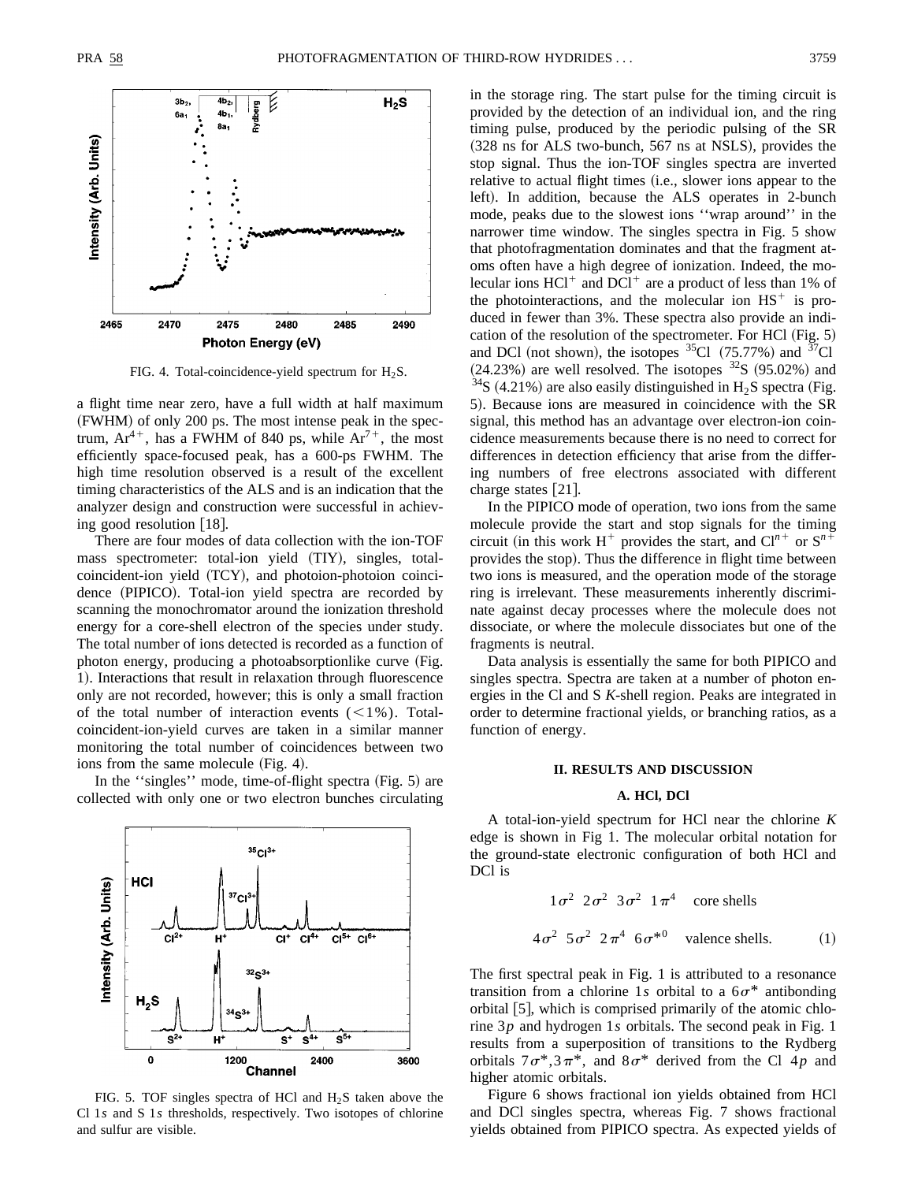FIG. 4. Total-coincidence-yield spectrum for $H_2S$.

a flight time near zero, have a full width at half maximum (FWHM) of only 200 ps. The most intense peak in the spectrum, $Ar^{4+}$, has a FWHM of 840 ps, while $Ar^{7+}$, the most efficiently space-focused peak, has a 600-ps FWHM. The high time resolution observed is a result of the excellent timing characteristics of the ALS and is an indication that the analyzer design and construction were successful in achieving good resolution [18].

There are four modes of data collection with the ion-TOF mass spectrometer: total-ion yield (TIY), singles, total-coincident-ion yield (TCY), and photoion-photoion coincidence (PIPICO). Total-ion yield spectra are recorded by scanning the monochromator around the ionization threshold energy for a core-shell electron of the species under study. The total number of ions detected is recorded as a function of photon energy, producing a photoabsorptionlike curve (Fig. 1). Interactions that result in relaxation through fluorescence only are not recorded, however; this is only a small fraction of the total number of interaction events ($<1\%$). Total-coincident-ion-yield curves are taken in a similar manner monitoring the total number of coincidences between two ions from the same molecule (Fig. 4).

In the ''singles'' mode, time-of-flight spectra (Fig. 5) are collected with only one or two electron bunches circulating in the storage ring. The start pulse for the timing circuit is provided by the detection of an individual ion, and the ring timing pulse, produced by the periodic pulsing of the SR (328 ns for ALS two-bunch, 567 ns at NSLS), provides the stop signal. Thus the ion-TOF singles spectra are inverted relative to actual flight times (i.e., slower ions appear to the left). In addition, because the ALS operates in 2-bunch mode, peaks due to the slowest ions ''wrap around'' in the narrower time window. The singles spectra in Fig. 5 show that photofragmentation dominates and that the fragment atoms often have a high degree of ionization. Indeed, the molecular ions $HCl^+$ and $DCl^+$ are a product of less than 1% of the photointeractions, and the molecular ion $HS^+$ is produced in fewer than 3%. These spectra also provide an indication of the resolution of the spectrometer. For HCl (Fig. 5) and DCl (not shown), the isotopes $^{35}Cl$ (75.77%) and $^{37}Cl$ (24.23%) are well resolved. The isotopes $^{32}S$ (95.02%) and $^{34}S$ (4.21%) are also easily distinguished in $H_2S$ spectra (Fig. 5). Because ions are measured in coincidence with the SR signal, this method has an advantage over electron-ion coincidence measurements because there is no need to correct for differences in detection efficiency that arise from the differing numbers of free electrons associated with different charge states [21].

FIG. 5. TOF singles spectra of HCl and $H_2S$ taken above the Cl 1$s$ and S 1$s$ thresholds, respectively. Two isotopes of chlorine and sulfur are visible.

In the PIPICO mode of operation, two ions from the same molecule provide the start and stop signals for the timing circuit (in this work $H^+$ provides the start, and $Cl^{n+}$ or $S^{n+}$ provides the stop). Thus the difference in flight time between two ions is measured, and the operation mode of the storage ring is irrelevant. These measurements inherently discriminate against decay processes where the molecule does not dissociate, or where the molecule dissociates but one of the fragments is neutral.

Data analysis is essentially the same for both PIPICO and singles spectra. Spectra are taken at a number of photon energies in the Cl and S $K$-shell region. Peaks are integrated in order to determine fractional yields, or branching ratios, as a function of energy.

## II. RESULTS AND DISCUSSION

### A. HCl, DCl

A total-ion-yield spectrum for HCl near the chlorine $K$ edge is shown in Fig 1. The molecular orbital notation for the ground-state electronic configuration of both HCl and DCl is

$$1\sigma^2\ \ 2\sigma^2\ \ 3\sigma^2\ \ 1\pi^4 \quad \text{core shells}$$

$$4\sigma^2\ \ 5\sigma^2\ \ 2\pi^4\ \ 6\sigma^{*0} \quad \text{valence shells.} \tag{1}$$

The first spectral peak in Fig. 1 is attributed to a resonance transition from a chlorine 1$s$ orbital to a $6\sigma^*$ antibonding orbital [5], which is comprised primarily of the atomic chlorine 3$p$ and hydrogen 1$s$ orbitals. The second peak in Fig. 1 results from a superposition of transitions to the Rydberg orbitals $7\sigma^*, 3\pi^*$, and $8\sigma^*$ derived from the Cl 4$p$ and higher atomic orbitals.

Figure 6 shows fractional ion yields obtained from HCl and DCl singles spectra, whereas Fig. 7 shows fractional yields obtained from PIPICO spectra. As expected yields of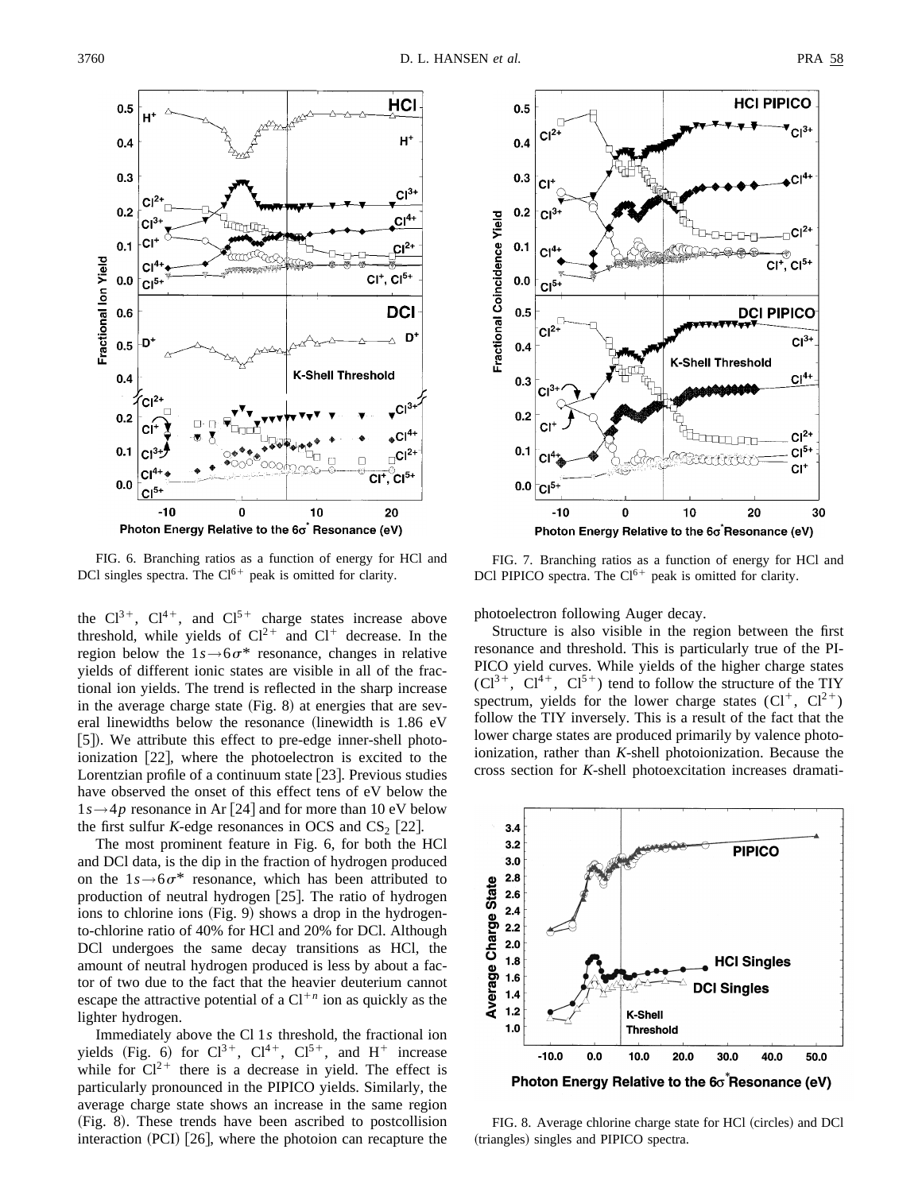FIG. 6. Branching ratios as a function of energy for HCl and DCl singles spectra. The $Cl^{6+}$ peak is omitted for clarity.

FIG. 7. Branching ratios as a function of energy for HCl and DCl PIPICO spectra. The $Cl^{6+}$ peak is omitted for clarity.

the $Cl^{3+}$, $Cl^{4+}$, and $Cl^{5+}$ charge states increase above threshold, while yields of $Cl^{2+}$ and $Cl^{+}$ decrease. In the region below the $1s \rightarrow 6\sigma^*$ resonance, changes in relative yields of different ionic states are visible in all of the fractional ion yields. The trend is reflected in the sharp increase in the average charge state (Fig. 8) at energies that are several linewidths below the resonance (linewidth is 1.86 eV [5]). We attribute this effect to pre-edge inner-shell photoionization [22], where the photoelectron is excited to the Lorentzian profile of a continuum state [23]. Previous studies have observed the onset of this effect tens of eV below the $1s \rightarrow 4p$ resonance in Ar [24] and for more than 10 eV below the first sulfur *K*-edge resonances in OCS and $CS_2$ [22].

The most prominent feature in Fig. 6, for both the HCl and DCl data, is the dip in the fraction of hydrogen produced on the $1s \rightarrow 6\sigma^*$ resonance, which has been attributed to production of neutral hydrogen [25]. The ratio of hydrogen ions to chlorine ions (Fig. 9) shows a drop in the hydrogen-to-chlorine ratio of 40% for HCl and 20% for DCl. Although DCl undergoes the same decay transitions as HCl, the amount of neutral hydrogen produced is less by about a factor of two due to the fact that the heavier deuterium cannot escape the attractive potential of a $Cl^{+n}$ ion as quickly as the lighter hydrogen.

Immediately above the Cl 1*s* threshold, the fractional ion yields (Fig. 6) for $Cl^{3+}$, $Cl^{4+}$, $Cl^{5+}$, and $H^{+}$ increase while for $Cl^{2+}$ there is a decrease in yield. The effect is particularly pronounced in the PIPICO yields. Similarly, the average charge state shows an increase in the same region (Fig. 8). These trends have been ascribed to postcollision interaction (PCI) [26], where the photoion can recapture the photoelectron following Auger decay.

Structure is also visible in the region between the first resonance and threshold. This is particularly true of the PIPICO yield curves. While yields of the higher charge states ($Cl^{3+}$, $Cl^{4+}$, $Cl^{5+}$) tend to follow the structure of the TIY spectrum, yields for the lower charge states ($Cl^{+}$, $Cl^{2+}$) follow the TIY inversely. This is a result of the fact that the lower charge states are produced primarily by valence photoionization, rather than *K*-shell photoionization. Because the cross section for *K*-shell photoexcitation increases dramati-

FIG. 8. Average chlorine charge state for HCl (circles) and DCl (triangles) singles and PIPICO spectra.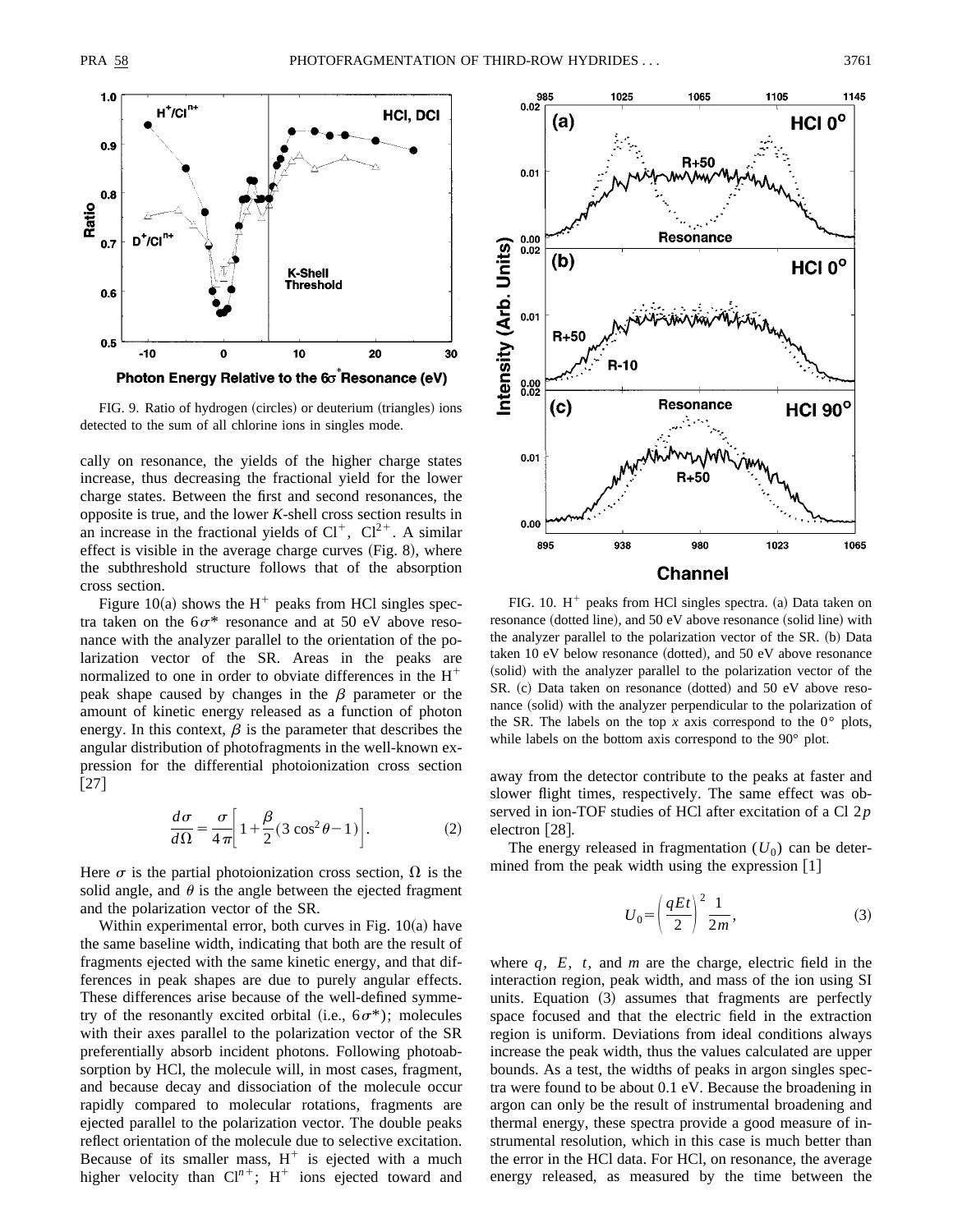FIG. 9. Ratio of hydrogen (circles) or deuterium (triangles) ions detected to the sum of all chlorine ions in singles mode.

cally on resonance, the yields of the higher charge states increase, thus decreasing the fractional yield for the lower charge states. Between the first and second resonances, the opposite is true, and the lower *K*-shell cross section results in an increase in the fractional yields of $Cl^{+}$, $Cl^{2+}$. A similar effect is visible in the average charge curves (Fig. 8), where the subthreshold structure follows that of the absorption cross section.

Figure 10(a) shows the $H^{+}$ peaks from HCl singles spectra taken on the $6\sigma^{*}$ resonance and at 50 eV above resonance with the analyzer parallel to the orientation of the polarization vector of the SR. Areas in the peaks are normalized to one in order to obviate differences in the $H^{+}$ peak shape caused by changes in the $\beta$ parameter or the amount of kinetic energy released as a function of photon energy. In this context, $\beta$ is the parameter that describes the angular distribution of photofragments in the well-known expression for the differential photoionization cross section [27]

$$\frac{d\sigma}{d\Omega}=\frac{\sigma}{4\pi}\left[1+\frac{\beta}{2}(3\cos^{2}\theta-1)\right]. \tag{2}$$

Here $\sigma$ is the partial photoionization cross section, $\Omega$ is the solid angle, and $\theta$ is the angle between the ejected fragment and the polarization vector of the SR.

Within experimental error, both curves in Fig. 10(a) have the same baseline width, indicating that both are the result of fragments ejected with the same kinetic energy, and that differences in peak shapes are due to purely angular effects. These differences arise because of the well-defined symmetry of the resonantly excited orbital (i.e., $6\sigma^{*}$); molecules with their axes parallel to the polarization vector of the SR preferentially absorb incident photons. Following photoabsorption by HCl, the molecule will, in most cases, fragment, and because decay and dissociation of the molecule occur rapidly compared to molecular rotations, fragments are ejected parallel to the polarization vector. The double peaks reflect orientation of the molecule due to selective excitation. Because of its smaller mass, $H^{+}$ is ejected with a much higher velocity than $Cl^{n+}$; $H^{+}$ ions ejected toward and away from the detector contribute to the peaks at faster and slower flight times, respectively. The same effect was observed in ion-TOF studies of HCl after excitation of a Cl $2p$ electron [28].

FIG. 10. $H^{+}$ peaks from HCl singles spectra. (a) Data taken on resonance (dotted line), and 50 eV above resonance (solid line) with the analyzer parallel to the polarization vector of the SR. (b) Data taken 10 eV below resonance (dotted), and 50 eV above resonance (solid) with the analyzer parallel to the polarization vector of the SR. (c) Data taken on resonance (dotted) and 50 eV above resonance (solid) with the analyzer perpendicular to the polarization of the SR. The labels on the top *x* axis correspond to the 0° plots, while labels on the bottom axis correspond to the 90° plot.

The energy released in fragmentation ($U_0$) can be determined from the peak width using the expression [1]

$$U_0=\left(\frac{qEt}{2}\right)^{2}\frac{1}{2m}, \tag{3}$$

where $q$, $E$, $t$, and $m$ are the charge, electric field in the interaction region, peak width, and mass of the ion using SI units. Equation (3) assumes that fragments are perfectly space focused and that the electric field in the extraction region is uniform. Deviations from ideal conditions always increase the peak width, thus the values calculated are upper bounds. As a test, the widths of peaks in argon singles spectra were found to be about 0.1 eV. Because the broadening in argon can only be the result of instrumental broadening and thermal energy, these spectra provide a good measure of instrumental resolution, which in this case is much better than the error in the HCl data. For HCl, on resonance, the average energy released, as measured by the time between the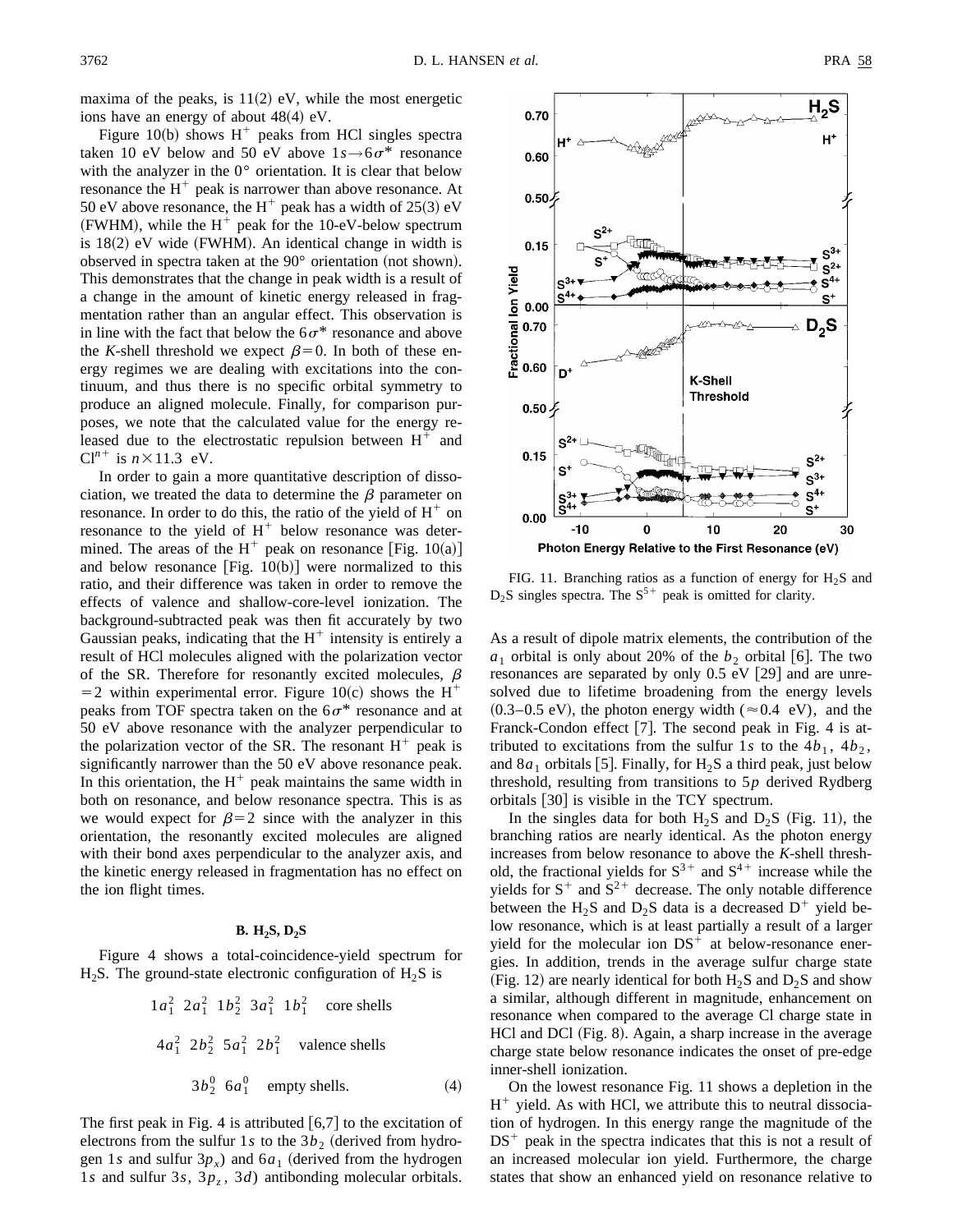maxima of the peaks, is 11(2) eV, while the most energetic ions have an energy of about 48(4) eV.

Figure 10(b) shows $H^+$ peaks from HCl singles spectra taken 10 eV below and 50 eV above $1s \rightarrow 6\sigma^*$ resonance with the analyzer in the 0° orientation. It is clear that below resonance the $H^+$ peak is narrower than above resonance. At 50 eV above resonance, the $H^+$ peak has a width of 25(3) eV (FWHM), while the $H^+$ peak for the 10-eV-below spectrum is 18(2) eV wide (FWHM). An identical change in width is observed in spectra taken at the 90° orientation (not shown). This demonstrates that the change in peak width is a result of a change in the amount of kinetic energy released in fragmentation rather than an angular effect. This observation is in line with the fact that below the $6\sigma^*$ resonance and above the $K$-shell threshold we expect $\beta = 0$. In both of these energy regimes we are dealing with excitations into the continuum, and thus there is no specific orbital symmetry to produce an aligned molecule. Finally, for comparison purposes, we note that the calculated value for the energy released due to the electrostatic repulsion between $H^+$ and $Cl^{n+}$ is $n \times 11.3$ eV.

In order to gain a more quantitative description of dissociation, we treated the data to determine the $\beta$ parameter on resonance. In order to do this, the ratio of the yield of $H^+$ on resonance to the yield of $H^+$ below resonance was determined. The areas of the $H^+$ peak on resonance [Fig. 10(a)] and below resonance [Fig. 10(b)] were normalized to this ratio, and their difference was taken in order to remove the effects of valence and shallow-core-level ionization. The background-subtracted peak was then fit accurately by two Gaussian peaks, indicating that the $H^+$ intensity is entirely a result of HCl molecules aligned with the polarization vector of the SR. Therefore for resonantly excited molecules, $\beta = 2$ within experimental error. Figure 10(c) shows the $H^+$ peaks from TOF spectra taken on the $6\sigma^*$ resonance and at 50 eV above resonance with the analyzer perpendicular to the polarization vector of the SR. The resonant $H^+$ peak is significantly narrower than the 50 eV above resonance peak. In this orientation, the $H^+$ peak maintains the same width in both on resonance, and below resonance spectra. This is as we would expect for $\beta = 2$ since with the analyzer in this orientation, the resonantly excited molecules are aligned with their bond axes perpendicular to the analyzer axis, and the kinetic energy released in fragmentation has no effect on the ion flight times.

### B. $H_2S$, $D_2S$

Figure 4 shows a total-coincidence-yield spectrum for $H_2S$. The ground-state electronic configuration of $H_2S$ is

$$1a_1^2 \ 2a_1^2 \ 1b_2^2 \ 3a_1^2 \ 1b_1^2 \quad \text{core shells}$$

$$4a_1^2 \ 2b_2^2 \ 5a_1^2 \ 2b_1^2 \quad \text{valence shells}$$

$$3b_2^0 \ 6a_1^0 \quad \text{empty shells.} \tag{4}$$

The first peak in Fig. 4 is attributed [6,7] to the excitation of electrons from the sulfur 1$s$ to the $3b_2$ (derived from hydrogen 1$s$ and sulfur $3p_x$) and $6a_1$ (derived from the hydrogen 1$s$ and sulfur 3$s$, $3p_z$, 3$d$) antibonding molecular orbitals. As a result of dipole matrix elements, the contribution of the $a_1$ orbital is only about 20% of the $b_2$ orbital [6]. The two resonances are separated by only 0.5 eV [29] and are unresolved due to lifetime broadening from the energy levels (0.3–0.5 eV), the photon energy width ($\approx 0.4$ eV), and the Franck-Condon effect [7]. The second peak in Fig. 4 is attributed to excitations from the sulfur 1$s$ to the $4b_1$, $4b_2$, and $8a_1$ orbitals [5]. Finally, for $H_2S$ a third peak, just below threshold, resulting from transitions to 5$p$ derived Rydberg orbitals [30] is visible in the TCY spectrum.

FIG. 11. Branching ratios as a function of energy for $H_2S$ and $D_2S$ singles spectra. The $S^{5+}$ peak is omitted for clarity.

In the singles data for both $H_2S$ and $D_2S$ (Fig. 11), the branching ratios are nearly identical. As the photon energy increases from below resonance to above the $K$-shell threshold, the fractional yields for $S^{3+}$ and $S^{4+}$ increase while the yields for $S^+$ and $S^{2+}$ decrease. The only notable difference between the $H_2S$ and $D_2S$ data is a decreased $D^+$ yield below resonance, which is at least partially a result of a larger yield for the molecular ion $DS^+$ at below-resonance energies. In addition, trends in the average sulfur charge state (Fig. 12) are nearly identical for both $H_2S$ and $D_2S$ and show a similar, although different in magnitude, enhancement on resonance when compared to the average Cl charge state in HCl and DCl (Fig. 8). Again, a sharp increase in the average charge state below resonance indicates the onset of pre-edge inner-shell ionization.

On the lowest resonance Fig. 11 shows a depletion in the $H^+$ yield. As with HCl, we attribute this to neutral dissociation of hydrogen. In this energy range the magnitude of the $DS^+$ peak in the spectra indicates that this is not a result of an increased molecular ion yield. Furthermore, the charge states that show an enhanced yield on resonance relative to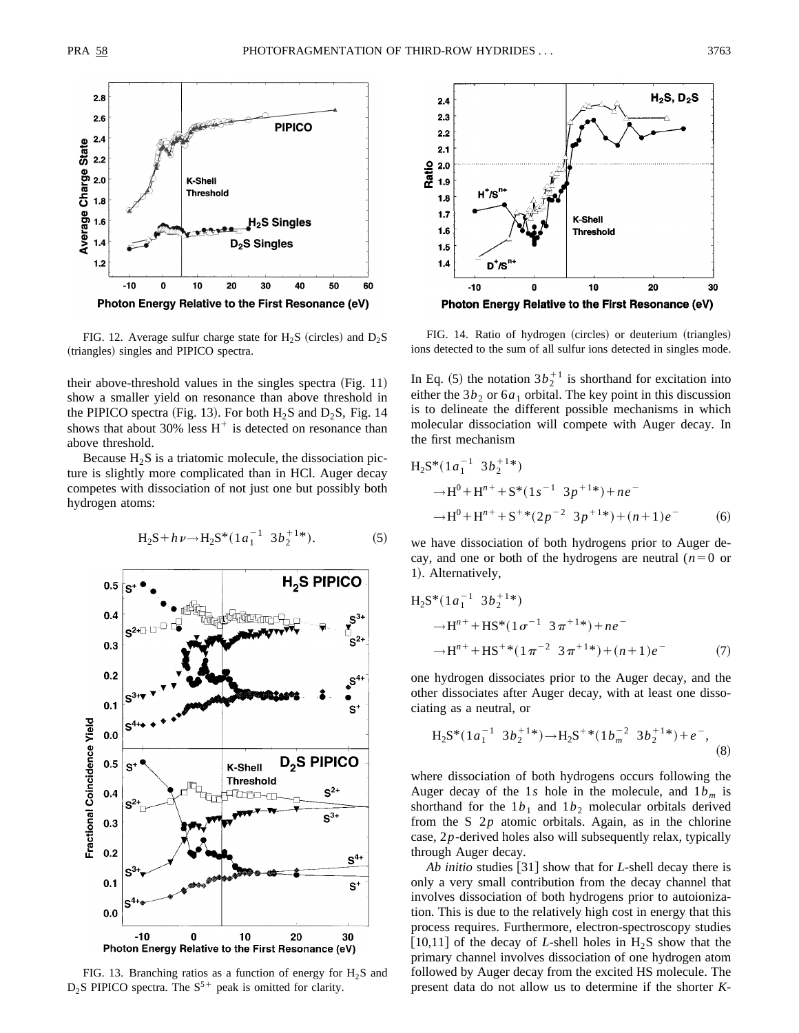FIG. 12. Average sulfur charge state for $H_2S$ (circles) and $D_2S$ (triangles) singles and PIPICO spectra.

their above-threshold values in the singles spectra (Fig. 11) show a smaller yield on resonance than above threshold in the PIPICO spectra (Fig. 13). For both $H_2S$ and $D_2S$, Fig. 14 shows that about 30% less $H^+$ is detected on resonance than above threshold.

Because $H_2S$ is a triatomic molecule, the dissociation picture is slightly more complicated than in HCl. Auger decay competes with dissociation of not just one but possibly both hydrogen atoms:

$$H_2S + h\nu \rightarrow H_2S^*(1a_1^{-1}\ \ 3b_2^{+1*}). \tag{5}$$

FIG. 13. Branching ratios as a function of energy for $H_2S$ and $D_2S$ PIPICO spectra. The $S^{5+}$ peak is omitted for clarity.

FIG. 14. Ratio of hydrogen (circles) or deuterium (triangles) ions detected to the sum of all sulfur ions detected in singles mode.

In Eq. (5) the notation $3b_2^{+1}$ is shorthand for excitation into either the $3b_2$ or $6a_1$ orbital. The key point in this discussion is to delineate the different possible mechanisms in which molecular dissociation will compete with Auger decay. In the first mechanism

$$\begin{aligned} H_2S^*(1a_1^{-1}\ \ 3b_2^{+1*}) &\rightarrow H^0 + H^{n+} + S^*(1s^{-1}\ \ 3p^{+1*}) + ne^- \\ &\rightarrow H^0 + H^{n+} + S^{+*}(2p^{-2}\ \ 3p^{+1*}) + (n+1)e^- \end{aligned} \tag{6}$$

we have dissociation of both hydrogens prior to Auger decay, and one or both of the hydrogens are neutral ($n=0$ or 1). Alternatively,

$$\begin{aligned} H_2S^*(1a_1^{-1}\ \ 3b_2^{+1*}) &\rightarrow H^{n+} + HS^*(1\sigma^{-1}\ \ 3\pi^{+1*}) + ne^- \\ &\rightarrow H^{n+} + HS^{+*}(1\pi^{-2}\ \ 3\pi^{+1*}) + (n+1)e^- \end{aligned} \tag{7}$$

one hydrogen dissociates prior to the Auger decay, and the other dissociates after Auger decay, with at least one dissociating as a neutral, or

$$H_2S^*(1a_1^{-1}\ \ 3b_2^{+1*}) \rightarrow H_2S^{+*}(1b_m^{-2}\ \ 3b_2^{+1*}) + e^-, \tag{8}$$

where dissociation of both hydrogens occurs following the Auger decay of the $1s$ hole in the molecule, and $1b_m$ is shorthand for the $1b_1$ and $1b_2$ molecular orbitals derived from the S $2p$ atomic orbitals. Again, as in the chlorine case, $2p$-derived holes also will subsequently relax, typically through Auger decay.

*Ab initio* studies [31] show that for *L*-shell decay there is only a very small contribution from the decay channel that involves dissociation of both hydrogens prior to autoionization. This is due to the relatively high cost in energy that this process requires. Furthermore, electron-spectroscopy studies [10,11] of the decay of *L*-shell holes in $H_2S$ show that the primary channel involves dissociation of one hydrogen atom followed by Auger decay from the excited HS molecule. The present data do not allow us to determine if the shorter *K*-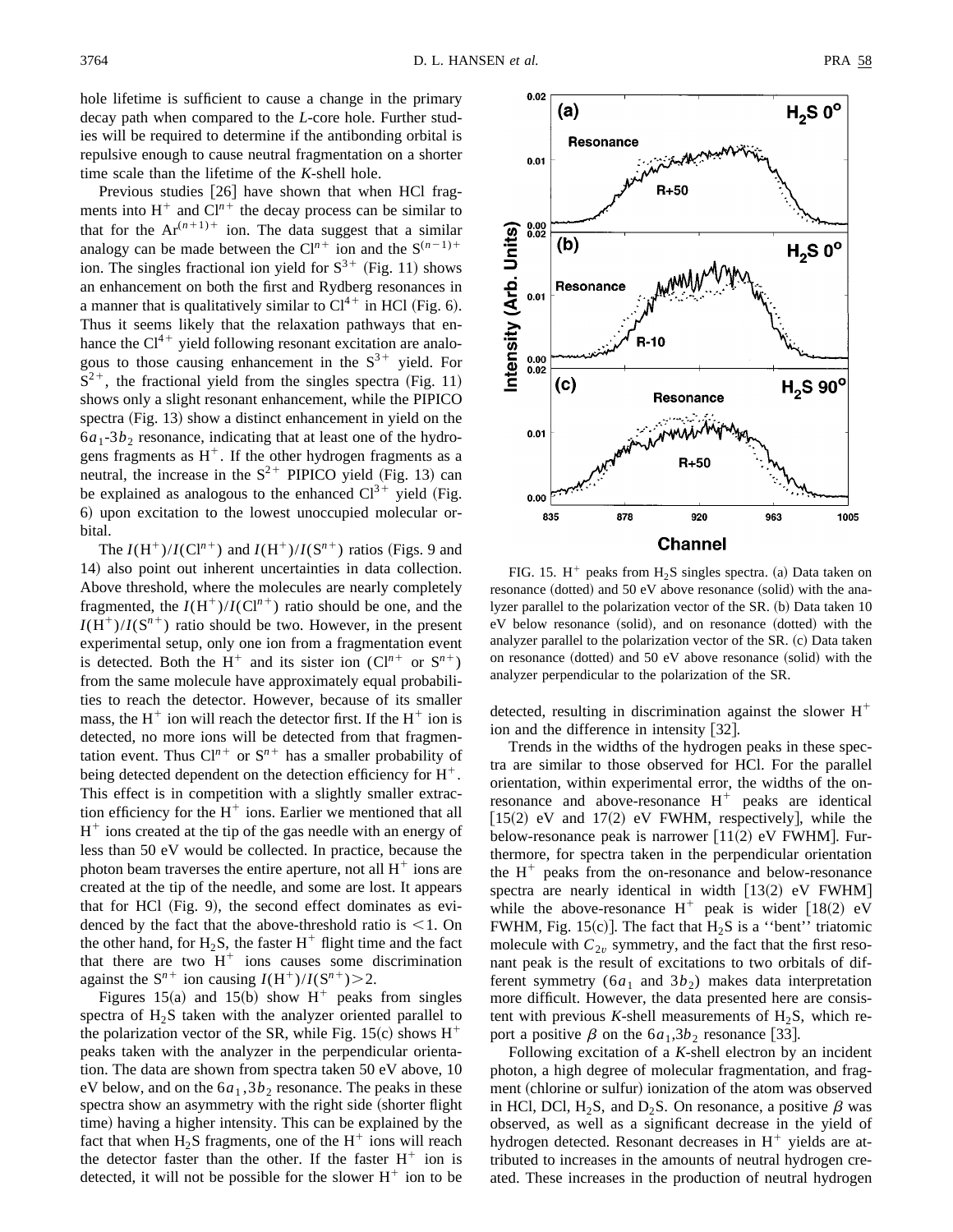hole lifetime is sufficient to cause a change in the primary decay path when compared to the *L*-core hole. Further studies will be required to determine if the antibonding orbital is repulsive enough to cause neutral fragmentation on a shorter time scale than the lifetime of the *K*-shell hole.

Previous studies [26] have shown that when HCl fragments into $H^+$ and $Cl^{n+}$ the decay process can be similar to that for the $Ar^{(n+1)+}$ ion. The data suggest that a similar analogy can be made between the $Cl^{n+}$ ion and the $S^{(n-1)+}$ ion. The singles fractional ion yield for $S^{3+}$ (Fig. 11) shows an enhancement on both the first and Rydberg resonances in a manner that is qualitatively similar to $Cl^{4+}$ in HCl (Fig. 6). Thus it seems likely that the relaxation pathways that enhance the $Cl^{4+}$ yield following resonant excitation are analogous to those causing enhancement in the $S^{3+}$ yield. For $S^{2+}$, the fractional yield from the singles spectra (Fig. 11) shows only a slight resonant enhancement, while the PIPICO spectra (Fig. 13) show a distinct enhancement in yield on the $6a_1$-$3b_2$ resonance, indicating that at least one of the hydrogens fragments as $H^+$. If the other hydrogen fragments as a neutral, the increase in the $S^{2+}$ PIPICO yield (Fig. 13) can be explained as analogous to the enhanced $Cl^{3+}$ yield (Fig. 6) upon excitation to the lowest unoccupied molecular orbital.

The $I(H^+)/I(Cl^{n+})$ and $I(H^+)/I(S^{n+})$ ratios (Figs. 9 and 14) also point out inherent uncertainties in data collection. Above threshold, where the molecules are nearly completely fragmented, the $I(H^+)/I(Cl^{n+})$ ratio should be one, and the $I(H^+)/I(S^{n+})$ ratio should be two. However, in the present experimental setup, only one ion from a fragmentation event is detected. Both the $H^+$ and its sister ion ($Cl^{n+}$ or $S^{n+}$) from the same molecule have approximately equal probabilities to reach the detector. However, because of its smaller mass, the $H^+$ ion will reach the detector first. If the $H^+$ ion is detected, no more ions will be detected from that fragmentation event. Thus $Cl^{n+}$ or $S^{n+}$ has a smaller probability of being detected dependent on the detection efficiency for $H^+$. This effect is in competition with a slightly smaller extraction efficiency for the $H^+$ ions. Earlier we mentioned that all $H^+$ ions created at the tip of the gas needle with an energy of less than 50 eV would be collected. In practice, because the photon beam traverses the entire aperture, not all $H^+$ ions are created at the tip of the needle, and some are lost. It appears that for HCl (Fig. 9), the second effect dominates as evidenced by the fact that the above-threshold ratio is $<1$. On the other hand, for $H_2S$, the faster $H^+$ flight time and the fact that there are two $H^+$ ions causes some discrimination against the $S^{n+}$ ion causing $I(H^+)/I(S^{n+})>2$.

Figures 15(a) and 15(b) show $H^+$ peaks from singles spectra of $H_2S$ taken with the analyzer oriented parallel to the polarization vector of the SR, while Fig. 15(c) shows $H^+$ peaks taken with the analyzer in the perpendicular orientation. The data are shown from spectra taken 50 eV above, 10 eV below, and on the $6a_1,3b_2$ resonance. The peaks in these spectra show an asymmetry with the right side (shorter flight time) having a higher intensity. This can be explained by the fact that when $H_2S$ fragments, one of the $H^+$ ions will reach the detector faster than the other. If the faster $H^+$ ion is detected, it will not be possible for the slower $H^+$ ion to be detected, resulting in discrimination against the slower $H^+$ ion and the difference in intensity [32].

FIG. 15. $H^+$ peaks from $H_2S$ singles spectra. (a) Data taken on resonance (dotted) and 50 eV above resonance (solid) with the analyzer parallel to the polarization vector of the SR. (b) Data taken 10 eV below resonance (solid), and on resonance (dotted) with the analyzer parallel to the polarization vector of the SR. (c) Data taken on resonance (dotted) and 50 eV above resonance (solid) with the analyzer perpendicular to the polarization of the SR.

Trends in the widths of the hydrogen peaks in these spectra are similar to those observed for HCl. For the parallel orientation, within experimental error, the widths of the on-resonance and above-resonance $H^+$ peaks are identical [15(2) eV and 17(2) eV FWHM, respectively], while the below-resonance peak is narrower [11(2) eV FWHM]. Furthermore, for spectra taken in the perpendicular orientation the $H^+$ peaks from the on-resonance and below-resonance spectra are nearly identical in width [13(2) eV FWHM] while the above-resonance $H^+$ peak is wider [18(2) eV FWHM, Fig. 15(c)]. The fact that $H_2S$ is a ''bent'' triatomic molecule with $C_{2v}$ symmetry, and the fact that the first resonant peak is the result of excitations to two orbitals of different symmetry ($6a_1$ and $3b_2$) makes data interpretation more difficult. However, the data presented here are consistent with previous *K*-shell measurements of $H_2S$, which report a positive $\beta$ on the $6a_1,3b_2$ resonance [33].

Following excitation of a *K*-shell electron by an incident photon, a high degree of molecular fragmentation, and fragment (chlorine or sulfur) ionization of the atom was observed in HCl, DCl, $H_2S$, and $D_2S$. On resonance, a positive $\beta$ was observed, as well as a significant decrease in the yield of hydrogen detected. Resonant decreases in $H^+$ yields are attributed to increases in the amounts of neutral hydrogen created. These increases in the production of neutral hydrogen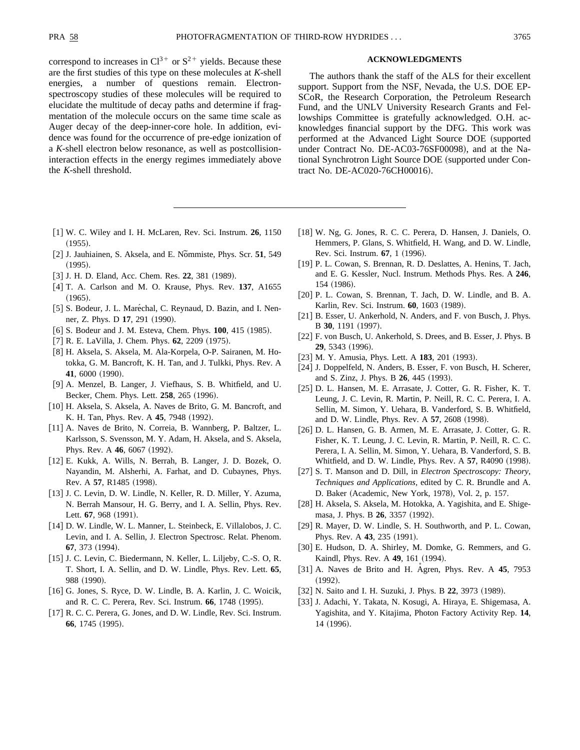correspond to increases in $Cl^{3+}$ or $S^{2+}$ yields. Because these are the first studies of this type on these molecules at *K*-shell energies, a number of questions remain. Electron-spectroscopy studies of these molecules will be required to elucidate the multitude of decay paths and determine if fragmentation of the molecule occurs on the same time scale as Auger decay of the deep-inner-core hole. In addition, evidence was found for the occurrence of pre-edge ionization of a *K*-shell electron below resonance, as well as postcollision-interaction effects in the energy regimes immediately above the *K*-shell threshold.

## ACKNOWLEDGMENTS

The authors thank the staff of the ALS for their excellent support. Support from the NSF, Nevada, the U.S. DOE EPSCoR, the Research Corporation, the Petroleum Research Fund, and the UNLV University Research Grants and Fellowships Committee is gratefully acknowledged. O.H. acknowledges financial support by the DFG. This work was performed at the Advanced Light Source DOE (supported under Contract No. DE-AC03-76SF00098), and at the National Synchrotron Light Source DOE (supported under Contract No. DE-AC020-76CH00016).

---

[1] W. C. Wiley and I. H. McLaren, Rev. Sci. Instrum. **26**, 1150 (1955).

[2] J. Jauhiainen, S. Aksela, and E. Nõmmiste, Phys. Scr. **51**, 549 (1995).

[3] J. H. D. Eland, Acc. Chem. Res. **22**, 381 (1989).

[4] T. A. Carlson and M. O. Krause, Phys. Rev. **137**, A1655 (1965).

[5] S. Bodeur, J. L. Maréchal, C. Reynaud, D. Bazin, and I. Nenner, Z. Phys. D **17**, 291 (1990).

[6] S. Bodeur and J. M. Esteva, Chem. Phys. **100**, 415 (1985).

[7] R. E. LaVilla, J. Chem. Phys. **62**, 2209 (1975).

[8] H. Aksela, S. Aksela, M. Ala-Korpela, O-P. Sairanen, M. Hotokka, G. M. Bancroft, K. H. Tan, and J. Tulkki, Phys. Rev. A **41**, 6000 (1990).

[9] A. Menzel, B. Langer, J. Viefhaus, S. B. Whitfield, and U. Becker, Chem. Phys. Lett. **258**, 265 (1996).

[10] H. Aksela, S. Aksela, A. Naves de Brito, G. M. Bancroft, and K. H. Tan, Phys. Rev. A **45**, 7948 (1992).

[11] A. Naves de Brito, N. Correia, B. Wannberg, P. Baltzer, L. Karlsson, S. Svensson, M. Y. Adam, H. Aksela, and S. Aksela, Phys. Rev. A **46**, 6067 (1992).

[12] E. Kukk, A. Wills, N. Berrah, B. Langer, J. D. Bozek, O. Nayandin, M. Alsherhi, A. Farhat, and D. Cubaynes, Phys. Rev. A **57**, R1485 (1998).

[13] J. C. Levin, D. W. Lindle, N. Keller, R. D. Miller, Y. Azuma, N. Berrah Mansour, H. G. Berry, and I. A. Sellin, Phys. Rev. Lett. **67**, 968 (1991).

[14] D. W. Lindle, W. L. Manner, L. Steinbeck, E. Villalobos, J. C. Levin, and I. A. Sellin, J. Electron Spectrosc. Relat. Phenom. **67**, 373 (1994).

[15] J. C. Levin, C. Biedermann, N. Keller, L. Liljeby, C.-S. O, R. T. Short, I. A. Sellin, and D. W. Lindle, Phys. Rev. Lett. **65**, 988 (1990).

[16] G. Jones, S. Ryce, D. W. Lindle, B. A. Karlin, J. C. Woicik, and R. C. C. Perera, Rev. Sci. Instrum. **66**, 1748 (1995).

[17] R. C. C. Perera, G. Jones, and D. W. Lindle, Rev. Sci. Instrum. **66**, 1745 (1995).

[18] W. Ng, G. Jones, R. C. C. Perera, D. Hansen, J. Daniels, O. Hemmers, P. Glans, S. Whitfield, H. Wang, and D. W. Lindle, Rev. Sci. Instrum. **67**, 1 (1996).

[19] P. L. Cowan, S. Brennan, R. D. Deslattes, A. Henins, T. Jach, and E. G. Kessler, Nucl. Instrum. Methods Phys. Res. A **246**, 154 (1986).

[20] P. L. Cowan, S. Brennan, T. Jach, D. W. Lindle, and B. A. Karlin, Rev. Sci. Instrum. **60**, 1603 (1989).

[21] B. Esser, U. Ankerhold, N. Anders, and F. von Busch, J. Phys. B **30**, 1191 (1997).

[22] F. von Busch, U. Ankerhold, S. Drees, and B. Esser, J. Phys. B **29**, 5343 (1996).

[23] M. Y. Amusia, Phys. Lett. A **183**, 201 (1993).

[24] J. Doppelfeld, N. Anders, B. Esser, F. von Busch, H. Scherer, and S. Zinz, J. Phys. B **26**, 445 (1993).

[25] D. L. Hansen, M. E. Arrasate, J. Cotter, G. R. Fisher, K. T. Leung, J. C. Levin, R. Martin, P. Neill, R. C. C. Perera, I. A. Sellin, M. Simon, Y. Uehara, B. Vanderford, S. B. Whitfield, and D. W. Lindle, Phys. Rev. A **57**, 2608 (1998).

[26] D. L. Hansen, G. B. Armen, M. E. Arrasate, J. Cotter, G. R. Fisher, K. T. Leung, J. C. Levin, R. Martin, P. Neill, R. C. C. Perera, I. A. Sellin, M. Simon, Y. Uehara, B. Vanderford, S. B. Whitfield, and D. W. Lindle, Phys. Rev. A **57**, R4090 (1998).

[27] S. T. Manson and D. Dill, in *Electron Spectroscopy: Theory, Techniques and Applications*, edited by C. R. Brundle and A. D. Baker (Academic, New York, 1978), Vol. 2, p. 157.

[28] H. Aksela, S. Aksela, M. Hotokka, A. Yagishita, and E. Shigemasa, J. Phys. B **26**, 3357 (1992).

[29] R. Mayer, D. W. Lindle, S. H. Southworth, and P. L. Cowan, Phys. Rev. A **43**, 235 (1991).

[30] E. Hudson, D. A. Shirley, M. Domke, G. Remmers, and G. Kaindl, Phys. Rev. A **49**, 161 (1994).

[31] A. Naves de Brito and H. Ågren, Phys. Rev. A **45**, 7953 (1992).

[32] N. Saito and I. H. Suzuki, J. Phys. B **22**, 3973 (1989).

[33] J. Adachi, Y. Takata, N. Kosugi, A. Hiraya, E. Shigemasa, A. Yagishita, and Y. Kitajima, Photon Factory Activity Rep. **14**, 14 (1996).